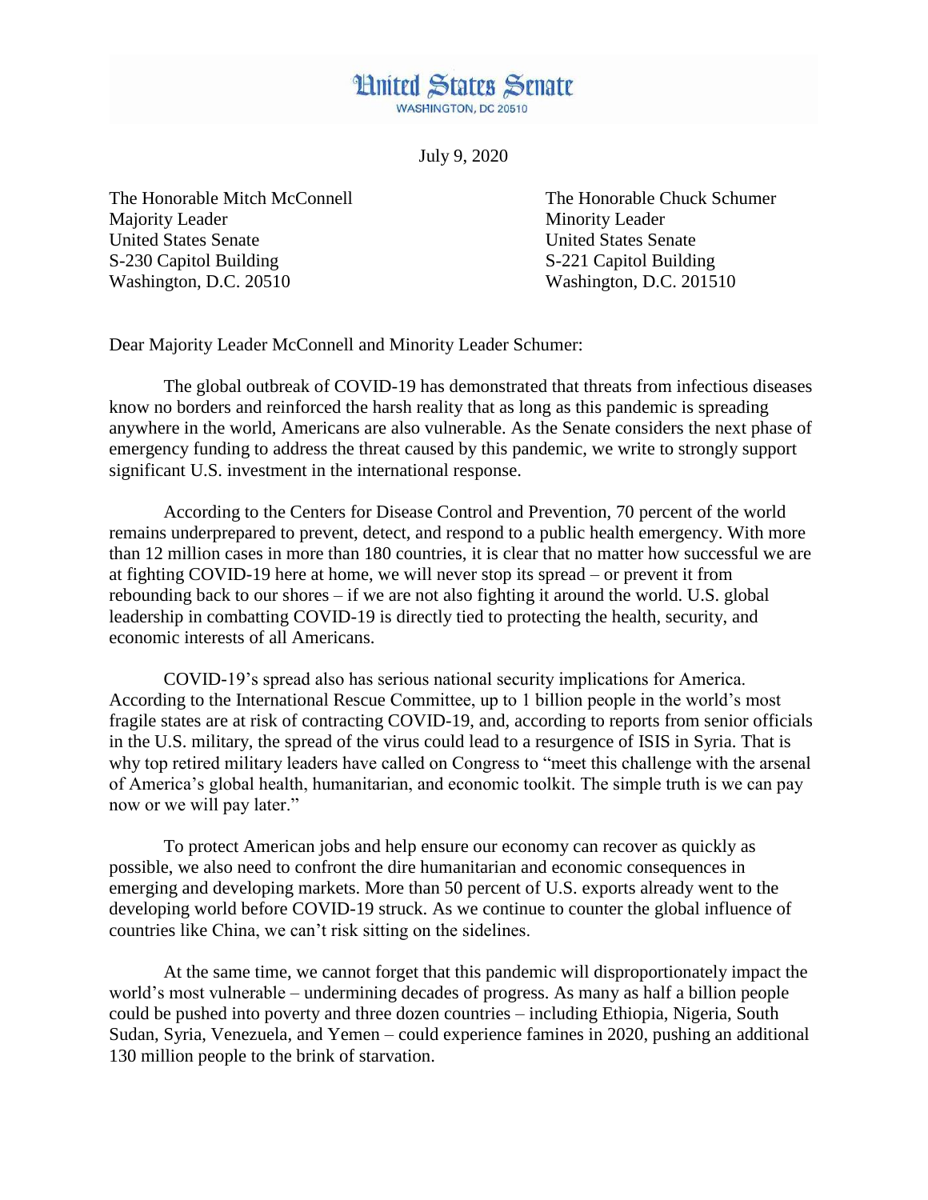# United States Senate

WASHINGTON, DC 20510

July 9, 2020

The Honorable Mitch McConnell
Majority Leader
United States Senate
S-230 Capitol Building
Washington, D.C. 20510

The Honorable Chuck Schumer
Minority Leader
United States Senate
S-221 Capitol Building
Washington, D.C. 201510

Dear Majority Leader McConnell and Minority Leader Schumer:

The global outbreak of COVID-19 has demonstrated that threats from infectious diseases know no borders and reinforced the harsh reality that as long as this pandemic is spreading anywhere in the world, Americans are also vulnerable. As the Senate considers the next phase of emergency funding to address the threat caused by this pandemic, we write to strongly support significant U.S. investment in the international response.

According to the Centers for Disease Control and Prevention, 70 percent of the world remains underprepared to prevent, detect, and respond to a public health emergency. With more than 12 million cases in more than 180 countries, it is clear that no matter how successful we are at fighting COVID-19 here at home, we will never stop its spread – or prevent it from rebounding back to our shores – if we are not also fighting it around the world. U.S. global leadership in combatting COVID-19 is directly tied to protecting the health, security, and economic interests of all Americans.

COVID-19's spread also has serious national security implications for America. According to the International Rescue Committee, up to 1 billion people in the world's most fragile states are at risk of contracting COVID-19, and, according to reports from senior officials in the U.S. military, the spread of the virus could lead to a resurgence of ISIS in Syria. That is why top retired military leaders have called on Congress to "meet this challenge with the arsenal of America's global health, humanitarian, and economic toolkit. The simple truth is we can pay now or we will pay later."

To protect American jobs and help ensure our economy can recover as quickly as possible, we also need to confront the dire humanitarian and economic consequences in emerging and developing markets. More than 50 percent of U.S. exports already went to the developing world before COVID-19 struck. As we continue to counter the global influence of countries like China, we can't risk sitting on the sidelines.

At the same time, we cannot forget that this pandemic will disproportionately impact the world's most vulnerable – undermining decades of progress. As many as half a billion people could be pushed into poverty and three dozen countries – including Ethiopia, Nigeria, South Sudan, Syria, Venezuela, and Yemen – could experience famines in 2020, pushing an additional 130 million people to the brink of starvation.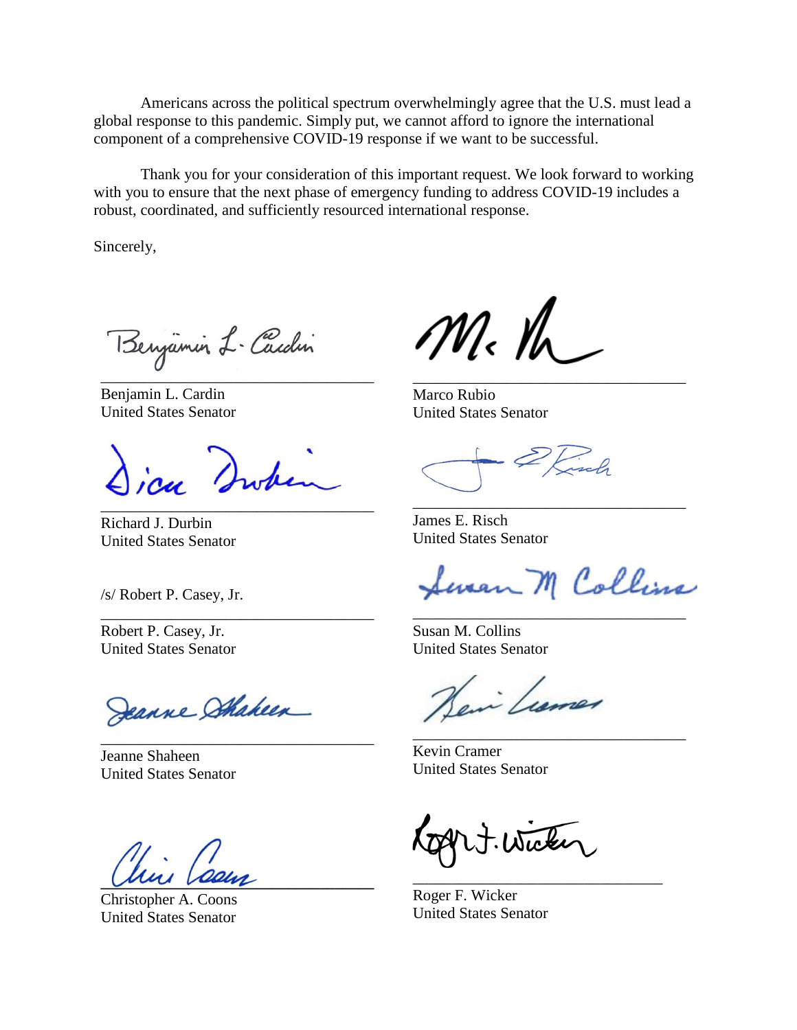Americans across the political spectrum overwhelmingly agree that the U.S. must lead a global response to this pandemic. Simply put, we cannot afford to ignore the international component of a comprehensive COVID-19 response if we want to be successful.

Thank you for your consideration of this important request. We look forward to working with you to ensure that the next phase of emergency funding to address COVID-19 includes a robust, coordinated, and sufficiently resourced international response.

Sincerely,

Benjamin L. Cardin
United States Senator

Marco Rubio
United States Senator

Richard J. Durbin
United States Senator

James E. Risch
United States Senator

/s/ Robert P. Casey, Jr.

Robert P. Casey, Jr.
United States Senator

Susan M. Collins
United States Senator

Jeanne Shaheen
United States Senator

Kevin Cramer
United States Senator

Christopher A. Coons
United States Senator

Roger F. Wicker
United States Senator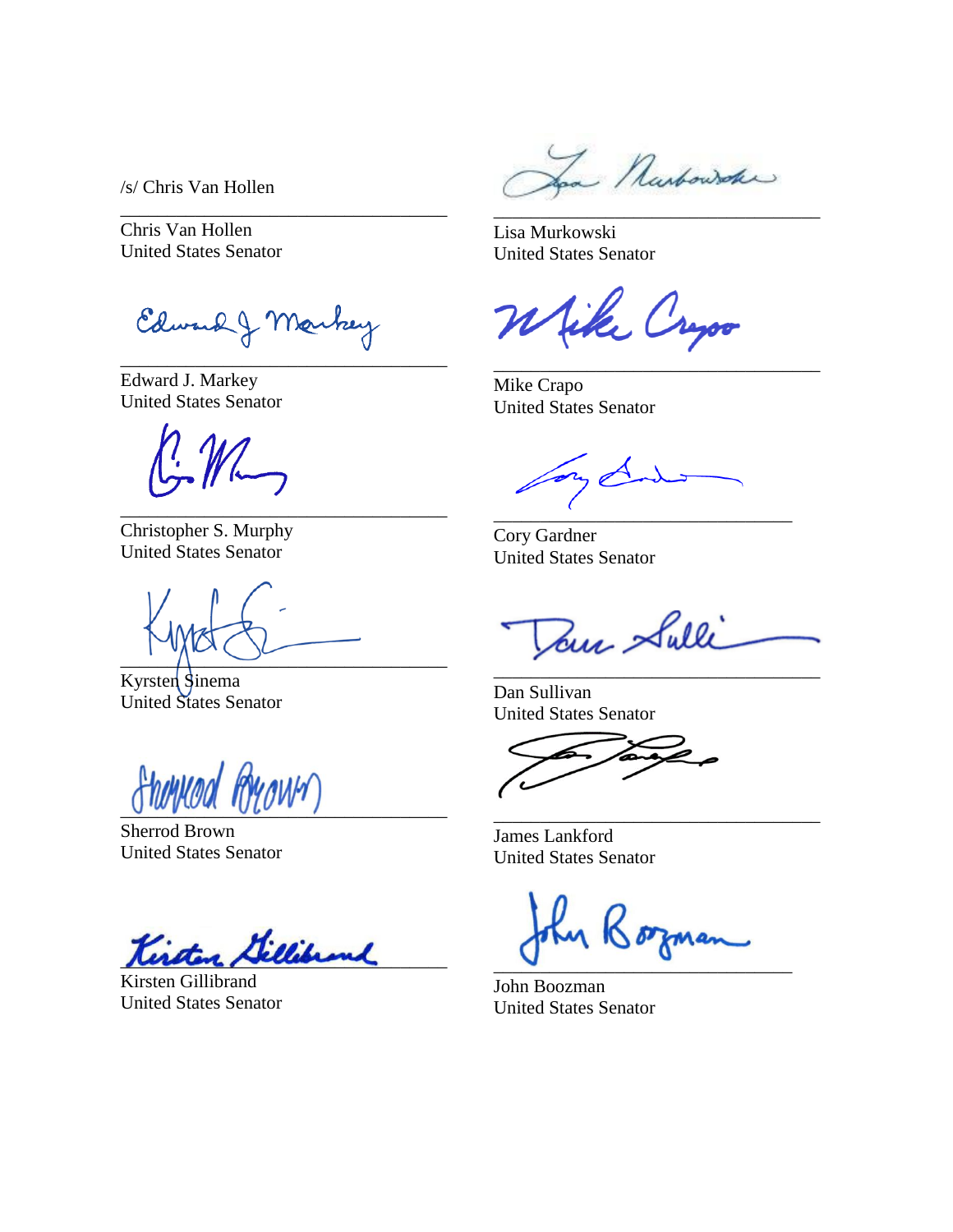/s/ Chris Van Hollen

______________________________
Chris Van Hollen
United States Senator

______________________________
Lisa Murkowski
United States Senator

______________________________
Edward J. Markey
United States Senator

______________________________
Mike Crapo
United States Senator

______________________________
Christopher S. Murphy
United States Senator

______________________________
Cory Gardner
United States Senator

______________________________
Kyrsten Sinema
United States Senator

______________________________
Dan Sullivan
United States Senator

______________________________
Sherrod Brown
United States Senator

______________________________
James Lankford
United States Senator

______________________________
Kirsten Gillibrand
United States Senator

______________________________
John Boozman
United States Senator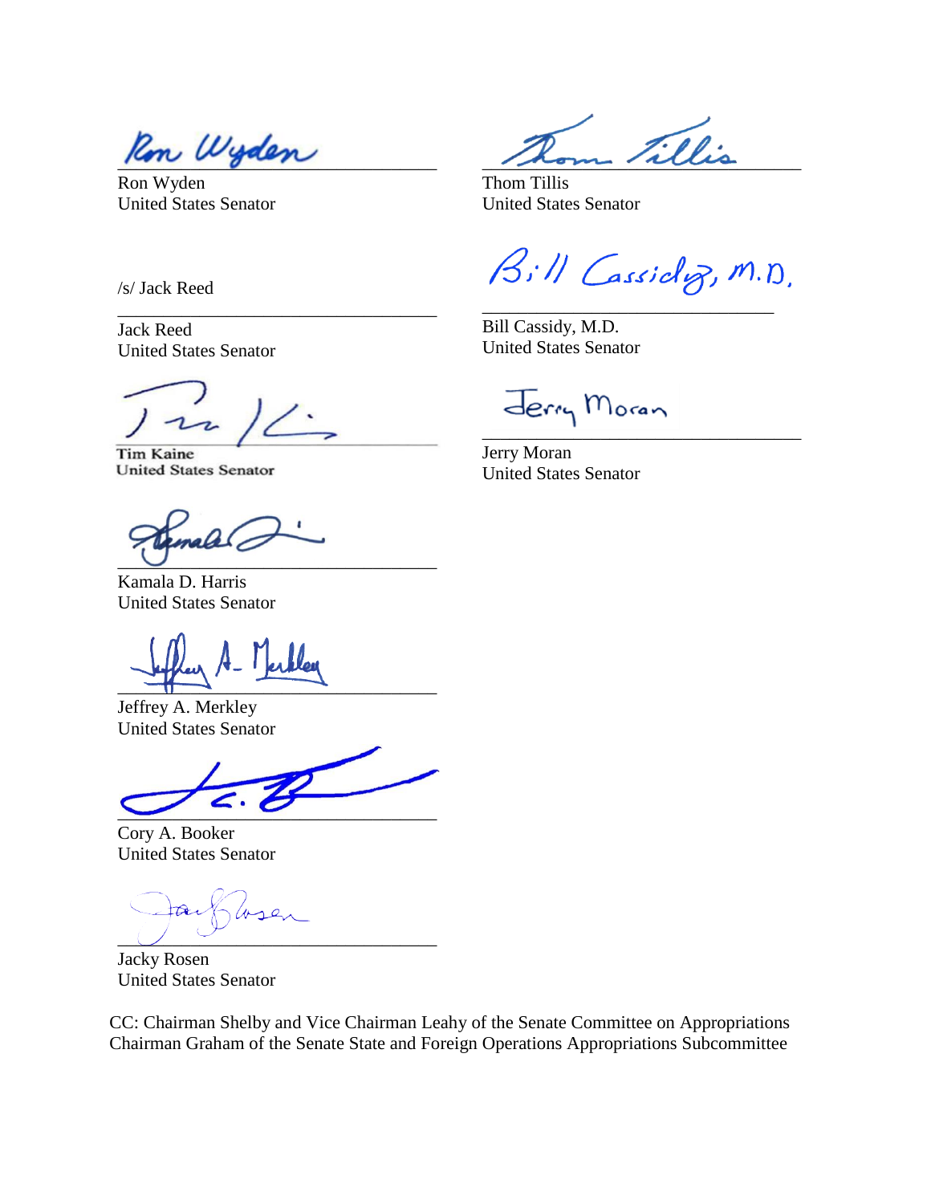Ron Wyden
United States Senator

/s/ Jack Reed

Jack Reed
United States Senator

Tim Kaine
United States Senator

Kamala D. Harris
United States Senator

Jeffrey A. Merkley
United States Senator

Cory A. Booker
United States Senator

Jacky Rosen
United States Senator

Thom Tillis
United States Senator

Bill Cassidy, M.D.
United States Senator

Jerry Moran
United States Senator

CC: Chairman Shelby and Vice Chairman Leahy of the Senate Committee on Appropriations
Chairman Graham of the Senate State and Foreign Operations Appropriations Subcommittee